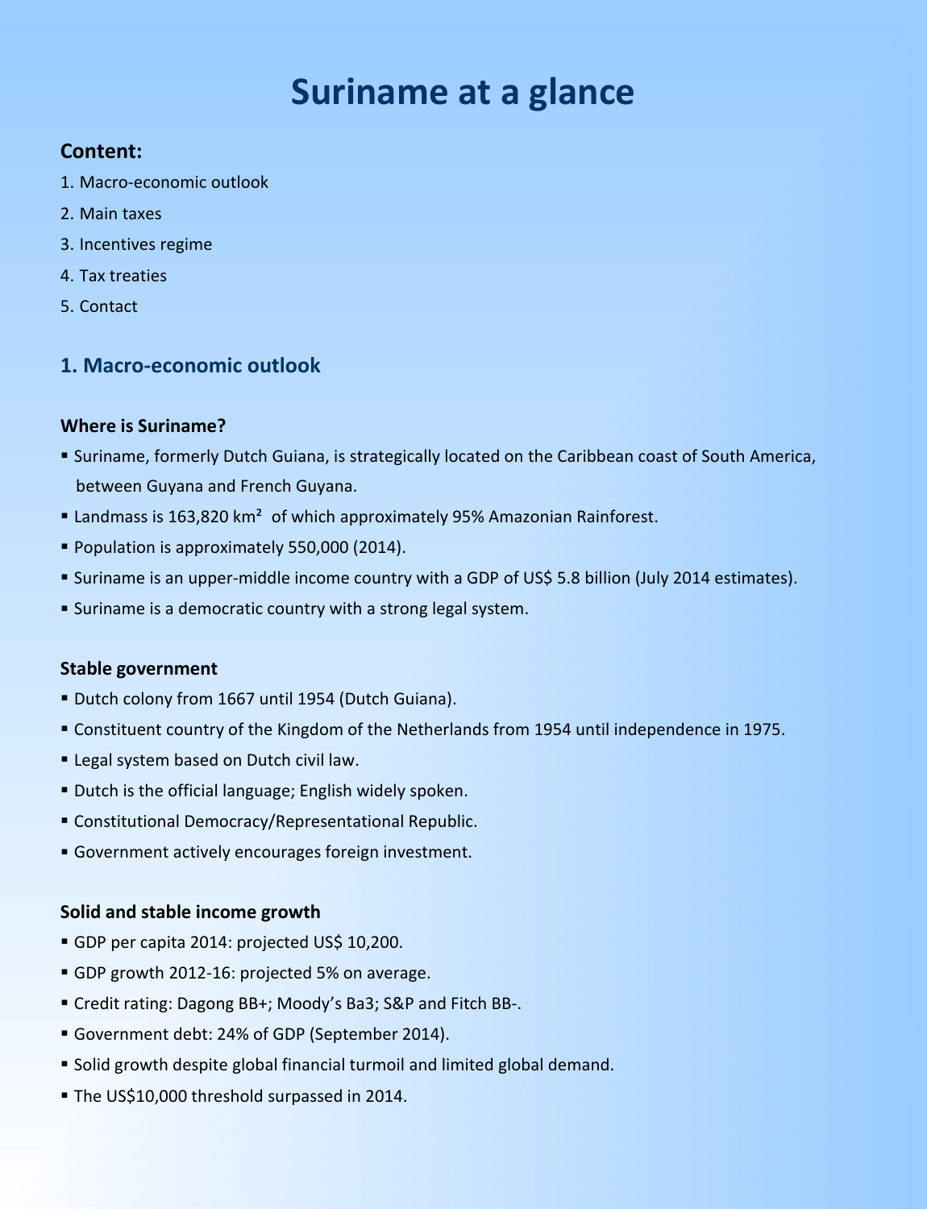# Suriname at a glance

## Content:

1. Macro-economic outlook
2. Main taxes
3. Incentives regime
4. Tax treaties
5. Contact

## 1. Macro-economic outlook

### Where is Suriname?

- Suriname, formerly Dutch Guiana, is strategically located on the Caribbean coast of South America, between Guyana and French Guyana.
- Landmass is 163,820 km² of which approximately 95% Amazonian Rainforest.
- Population is approximately 550,000 (2014).
- Suriname is an upper-middle income country with a GDP of US$ 5.8 billion (July 2014 estimates).
- Suriname is a democratic country with a strong legal system.

### Stable government

- Dutch colony from 1667 until 1954 (Dutch Guiana).
- Constituent country of the Kingdom of the Netherlands from 1954 until independence in 1975.
- Legal system based on Dutch civil law.
- Dutch is the official language; English widely spoken.
- Constitutional Democracy/Representational Republic.
- Government actively encourages foreign investment.

### Solid and stable income growth

- GDP per capita 2014: projected US$ 10,200.
- GDP growth 2012-16: projected 5% on average.
- Credit rating: Dagong BB+; Moody's Ba3; S&P and Fitch BB-.
- Government debt: 24% of GDP (September 2014).
- Solid growth despite global financial turmoil and limited global demand.
- The US$10,000 threshold surpassed in 2014.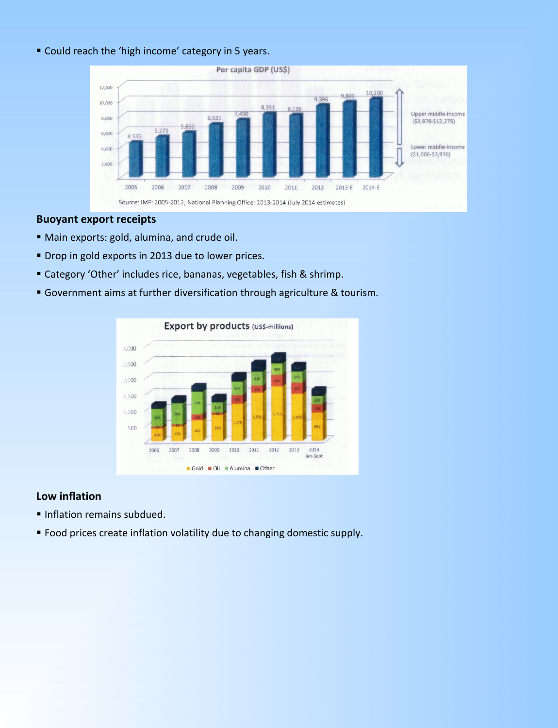- Could reach the 'high income' category in 5 years.

**Per capita GDP (US$)**

| Year | Per capita GDP (US$) |
|---|---|
| 2005 | 4,536 |
| 2006 | 5,273 |
| 2007 | 5,832 |
| 2008 | 6,921 |
| 2009 | 7,490 |
| 2010 | 8,331 |
| 2011 | 8,126 |
| 2012 | 9,396 |
| 2013-E | 9,806 |
| 2014-E | 10,200 |

Upper middle-income ($3,976-$12,275)

Lower middle-income ($1,006-$3,976)

Source: IMF: 2005-2012; National Planning Office: 2013-2014 (July 2014 estimates)

**Buoyant export receipts**

- Main exports: gold, alumina, and crude oil.
- Drop in gold exports in 2013 due to lower prices.
- Category 'Other' includes rice, bananas, vegetables, fish & shrimp.
- Government aims at further diversification through agriculture & tourism.

**Export by products** (US$-millions)

| Year | Gold | Oil | Alumina |
|---|---|---|---|
| 2006 | 410 | 57 | 559 |
| 2007 | 476 | 59 | 669 |
| 2008 | 660 | 164 | 709 |
| 2009 | 834 | 49 | 318 |
| 2010 | 1,175 | 182 | 427 |
| 2011 | 1,521 | 233 | 436 |
| 2012 | 1,711 | 344 | 360 |
| 2013 | 1,476 | 352 | 349 |
| 2014 Jan-Sept | 881 | 266 | 206 |

Gold, Oil, Alumina, Other

**Low inflation**

- Inflation remains subdued.
- Food prices create inflation volatility due to changing domestic supply.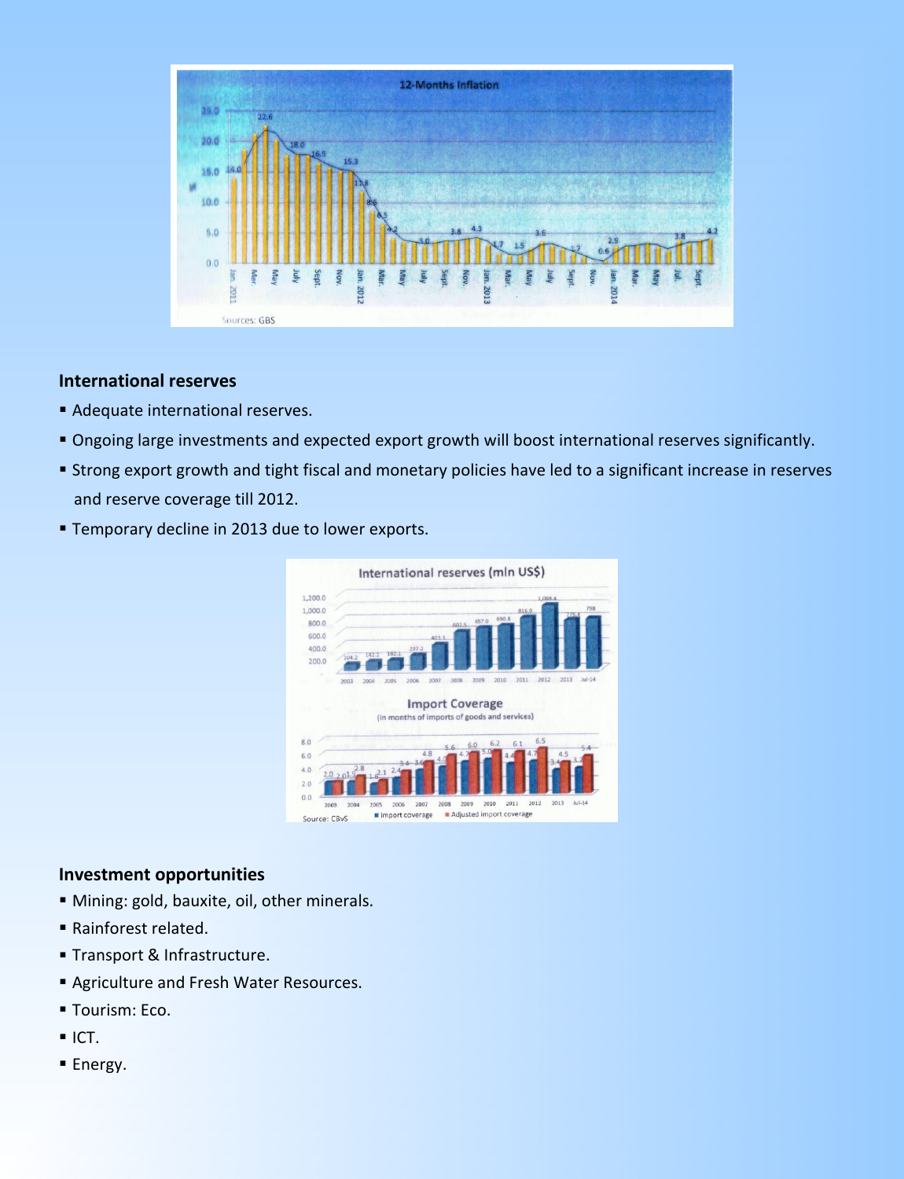## International reserves

- Adequate international reserves.
- Ongoing large investments and expected export growth will boost international reserves significantly.
- Strong export growth and tight fiscal and monetary policies have led to a significant increase in reserves and reserve coverage till 2012.
- Temporary decline in 2013 due to lower exports.

## Investment opportunities

- Mining: gold, bauxite, oil, other minerals.
- Rainforest related.
- Transport & Infrastructure.
- Agriculture and Fresh Water Resources.
- Tourism: Eco.
- ICT.
- Energy.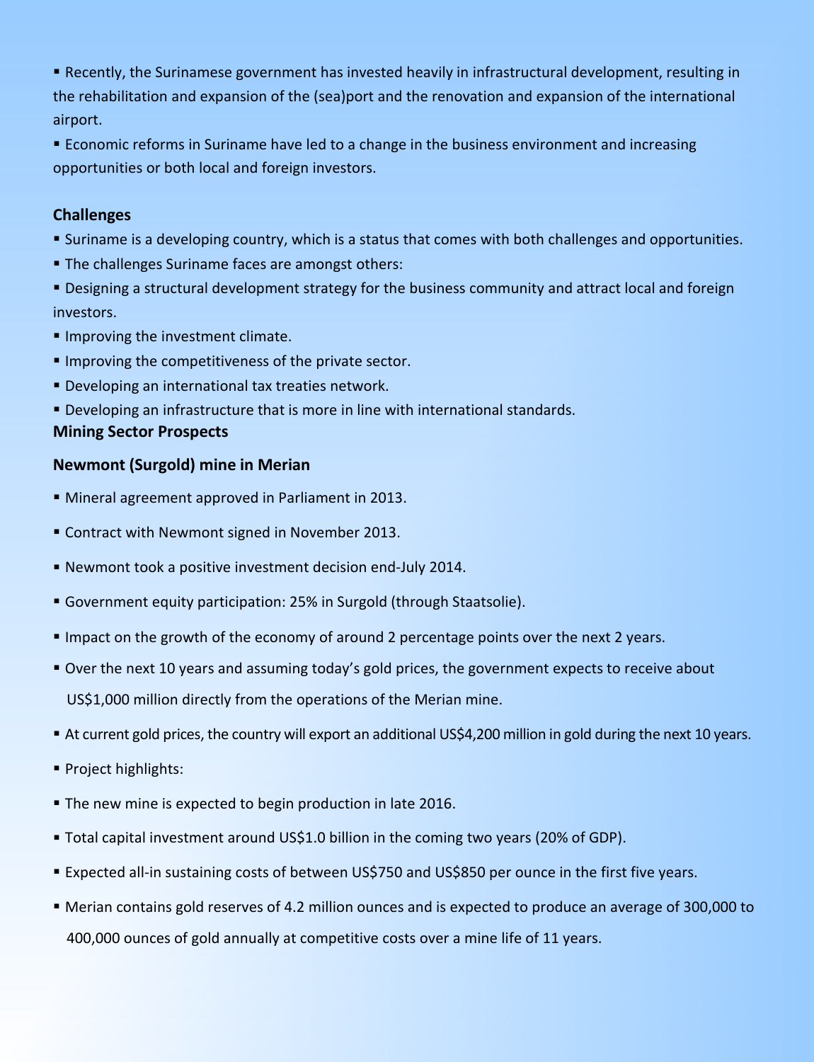- Recently, the Surinamese government has invested heavily in infrastructural development, resulting in the rehabilitation and expansion of the (sea)port and the renovation and expansion of the international airport.
- Economic reforms in Suriname have led to a change in the business environment and increasing opportunities or both local and foreign investors.

## Challenges

- Suriname is a developing country, which is a status that comes with both challenges and opportunities.
- The challenges Suriname faces are amongst others:
- Designing a structural development strategy for the business community and attract local and foreign investors.
- Improving the investment climate.
- Improving the competitiveness of the private sector.
- Developing an international tax treaties network.
- Developing an infrastructure that is more in line with international standards.

## Mining Sector Prospects

### Newmont (Surgold) mine in Merian

- Mineral agreement approved in Parliament in 2013.
- Contract with Newmont signed in November 2013.
- Newmont took a positive investment decision end-July 2014.
- Government equity participation: 25% in Surgold (through Staatsolie).
- Impact on the growth of the economy of around 2 percentage points over the next 2 years.
- Over the next 10 years and assuming today's gold prices, the government expects to receive about US$1,000 million directly from the operations of the Merian mine.
- At current gold prices, the country will export an additional US$4,200 million in gold during the next 10 years.
- Project highlights:
- The new mine is expected to begin production in late 2016.
- Total capital investment around US$1.0 billion in the coming two years (20% of GDP).
- Expected all-in sustaining costs of between US$750 and US$850 per ounce in the first five years.
- Merian contains gold reserves of 4.2 million ounces and is expected to produce an average of 300,000 to 400,000 ounces of gold annually at competitive costs over a mine life of 11 years.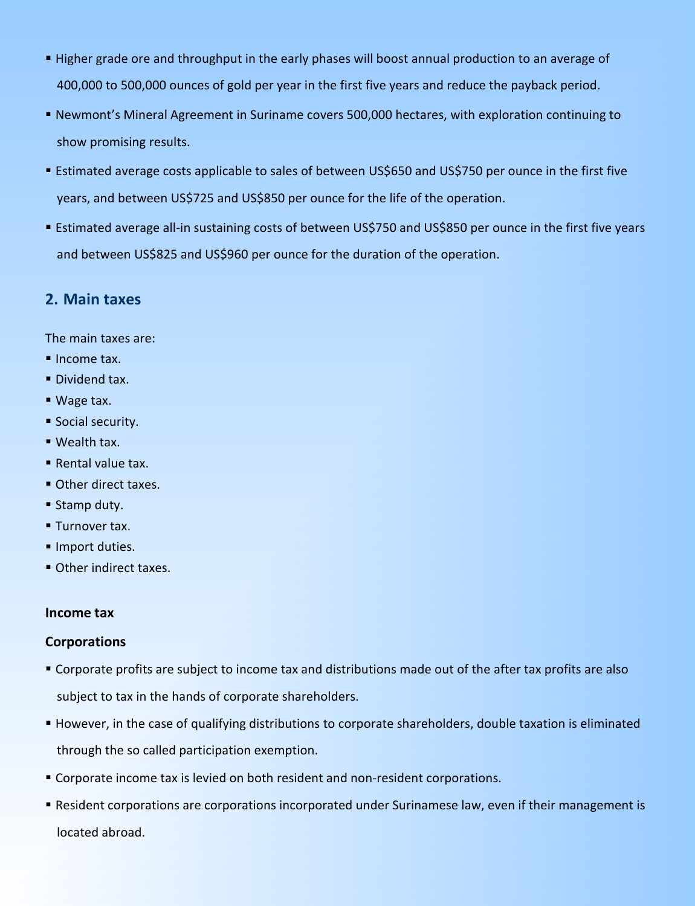- Higher grade ore and throughput in the early phases will boost annual production to an average of 400,000 to 500,000 ounces of gold per year in the first five years and reduce the payback period.
- Newmont's Mineral Agreement in Suriname covers 500,000 hectares, with exploration continuing to show promising results.
- Estimated average costs applicable to sales of between US$650 and US$750 per ounce in the first five years, and between US$725 and US$850 per ounce for the life of the operation.
- Estimated average all-in sustaining costs of between US$750 and US$850 per ounce in the first five years and between US$825 and US$960 per ounce for the duration of the operation.

## 2. Main taxes

The main taxes are:

- Income tax.
- Dividend tax.
- Wage tax.
- Social security.
- Wealth tax.
- Rental value tax.
- Other direct taxes.
- Stamp duty.
- Turnover tax.
- Import duties.
- Other indirect taxes.

**Income tax**

**Corporations**

- Corporate profits are subject to income tax and distributions made out of the after tax profits are also subject to tax in the hands of corporate shareholders.
- However, in the case of qualifying distributions to corporate shareholders, double taxation is eliminated through the so called participation exemption.
- Corporate income tax is levied on both resident and non-resident corporations.
- Resident corporations are corporations incorporated under Surinamese law, even if their management is located abroad.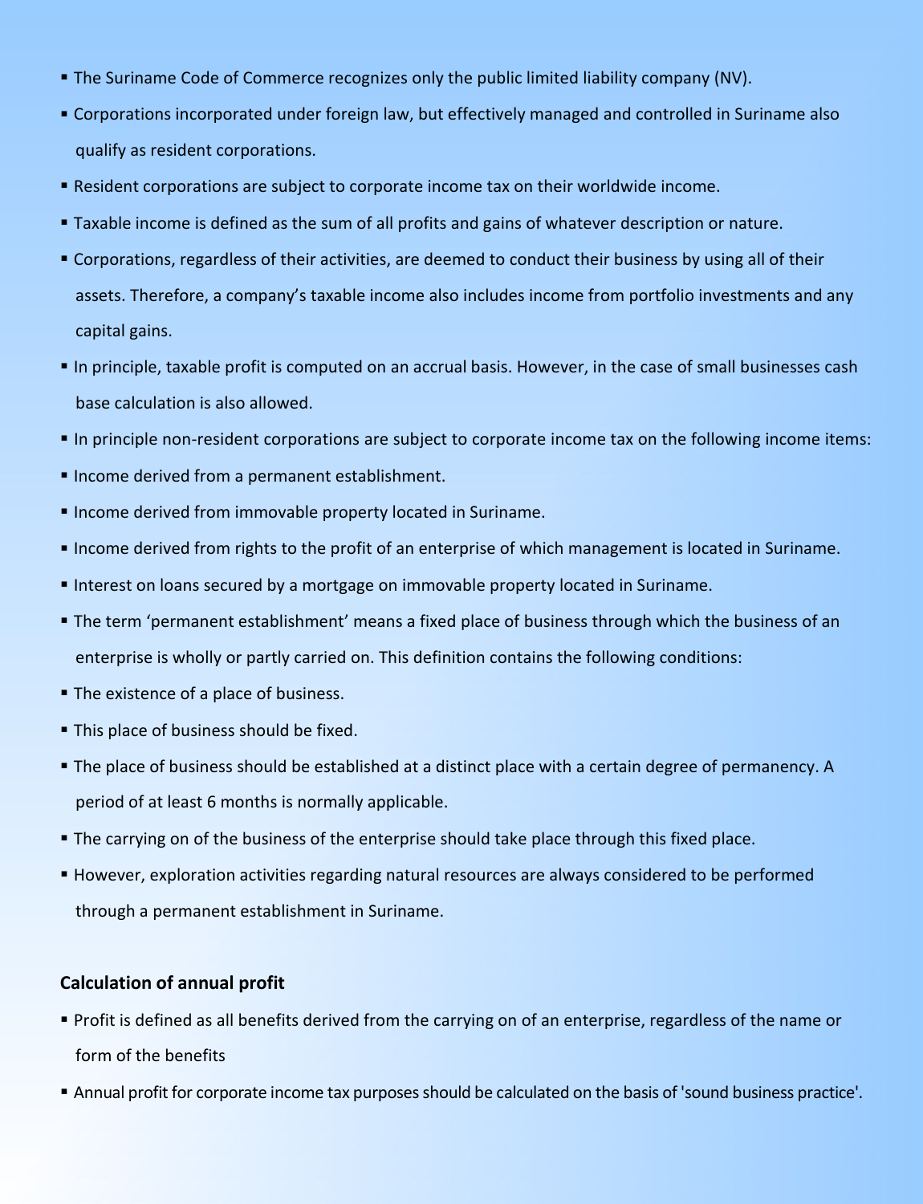- The Suriname Code of Commerce recognizes only the public limited liability company (NV).
- Corporations incorporated under foreign law, but effectively managed and controlled in Suriname also qualify as resident corporations.
- Resident corporations are subject to corporate income tax on their worldwide income.
- Taxable income is defined as the sum of all profits and gains of whatever description or nature.
- Corporations, regardless of their activities, are deemed to conduct their business by using all of their assets. Therefore, a company's taxable income also includes income from portfolio investments and any capital gains.
- In principle, taxable profit is computed on an accrual basis. However, in the case of small businesses cash base calculation is also allowed.
- In principle non-resident corporations are subject to corporate income tax on the following income items:
- Income derived from a permanent establishment.
- Income derived from immovable property located in Suriname.
- Income derived from rights to the profit of an enterprise of which management is located in Suriname.
- Interest on loans secured by a mortgage on immovable property located in Suriname.
- The term 'permanent establishment' means a fixed place of business through which the business of an enterprise is wholly or partly carried on. This definition contains the following conditions:
- The existence of a place of business.
- This place of business should be fixed.
- The place of business should be established at a distinct place with a certain degree of permanency. A period of at least 6 months is normally applicable.
- The carrying on of the business of the enterprise should take place through this fixed place.
- However, exploration activities regarding natural resources are always considered to be performed through a permanent establishment in Suriname.

**Calculation of annual profit**

- Profit is defined as all benefits derived from the carrying on of an enterprise, regardless of the name or form of the benefits
- Annual profit for corporate income tax purposes should be calculated on the basis of 'sound business practice'.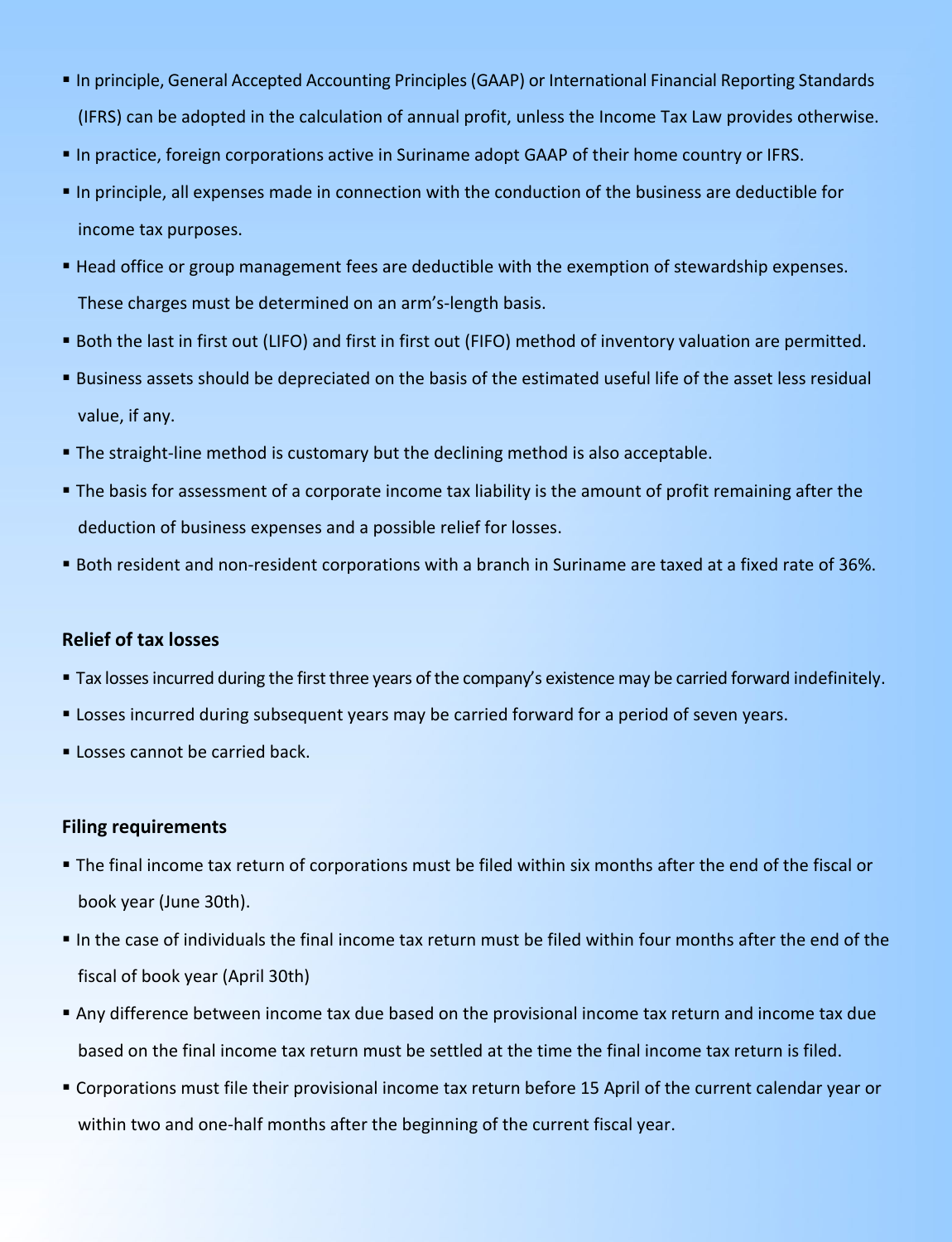- In principle, General Accepted Accounting Principles (GAAP) or International Financial Reporting Standards (IFRS) can be adopted in the calculation of annual profit, unless the Income Tax Law provides otherwise.
- In practice, foreign corporations active in Suriname adopt GAAP of their home country or IFRS.
- In principle, all expenses made in connection with the conduction of the business are deductible for income tax purposes.
- Head office or group management fees are deductible with the exemption of stewardship expenses. These charges must be determined on an arm's-length basis.
- Both the last in first out (LIFO) and first in first out (FIFO) method of inventory valuation are permitted.
- Business assets should be depreciated on the basis of the estimated useful life of the asset less residual value, if any.
- The straight-line method is customary but the declining method is also acceptable.
- The basis for assessment of a corporate income tax liability is the amount of profit remaining after the deduction of business expenses and a possible relief for losses.
- Both resident and non-resident corporations with a branch in Suriname are taxed at a fixed rate of 36%.

**Relief of tax losses**

- Tax losses incurred during the first three years of the company's existence may be carried forward indefinitely.
- Losses incurred during subsequent years may be carried forward for a period of seven years.
- Losses cannot be carried back.

**Filing requirements**

- The final income tax return of corporations must be filed within six months after the end of the fiscal or book year (June 30th).
- In the case of individuals the final income tax return must be filed within four months after the end of the fiscal of book year (April 30th)
- Any difference between income tax due based on the provisional income tax return and income tax due based on the final income tax return must be settled at the time the final income tax return is filed.
- Corporations must file their provisional income tax return before 15 April of the current calendar year or within two and one-half months after the beginning of the current fiscal year.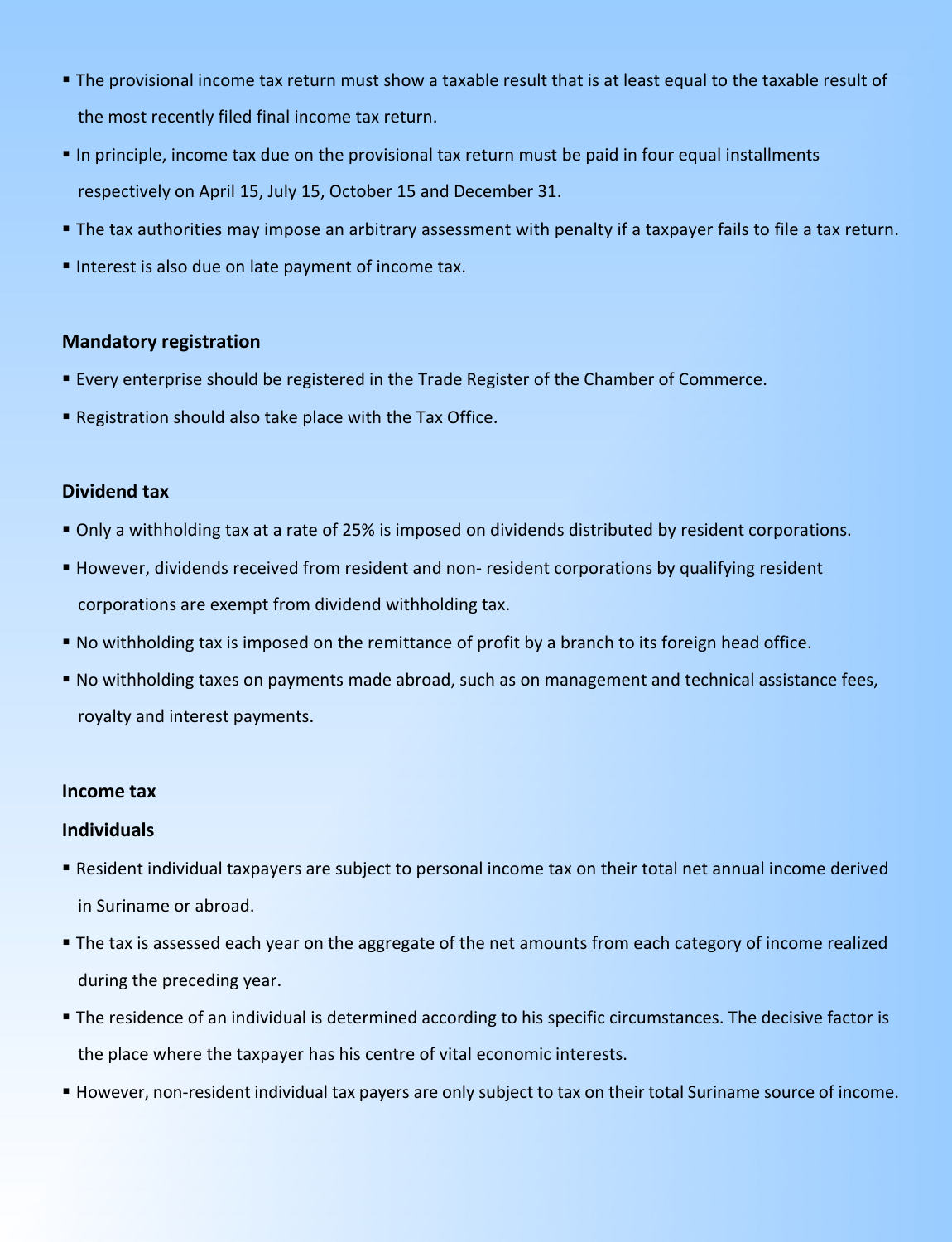- The provisional income tax return must show a taxable result that is at least equal to the taxable result of the most recently filed final income tax return.
- In principle, income tax due on the provisional tax return must be paid in four equal installments respectively on April 15, July 15, October 15 and December 31.
- The tax authorities may impose an arbitrary assessment with penalty if a taxpayer fails to file a tax return.
- Interest is also due on late payment of income tax.

**Mandatory registration**

- Every enterprise should be registered in the Trade Register of the Chamber of Commerce.
- Registration should also take place with the Tax Office.

**Dividend tax**

- Only a withholding tax at a rate of 25% is imposed on dividends distributed by resident corporations.
- However, dividends received from resident and non- resident corporations by qualifying resident corporations are exempt from dividend withholding tax.
- No withholding tax is imposed on the remittance of profit by a branch to its foreign head office.
- No withholding taxes on payments made abroad, such as on management and technical assistance fees, royalty and interest payments.

**Income tax**

**Individuals**

- Resident individual taxpayers are subject to personal income tax on their total net annual income derived in Suriname or abroad.
- The tax is assessed each year on the aggregate of the net amounts from each category of income realized during the preceding year.
- The residence of an individual is determined according to his specific circumstances. The decisive factor is the place where the taxpayer has his centre of vital economic interests.
- However, non-resident individual tax payers are only subject to tax on their total Suriname source of income.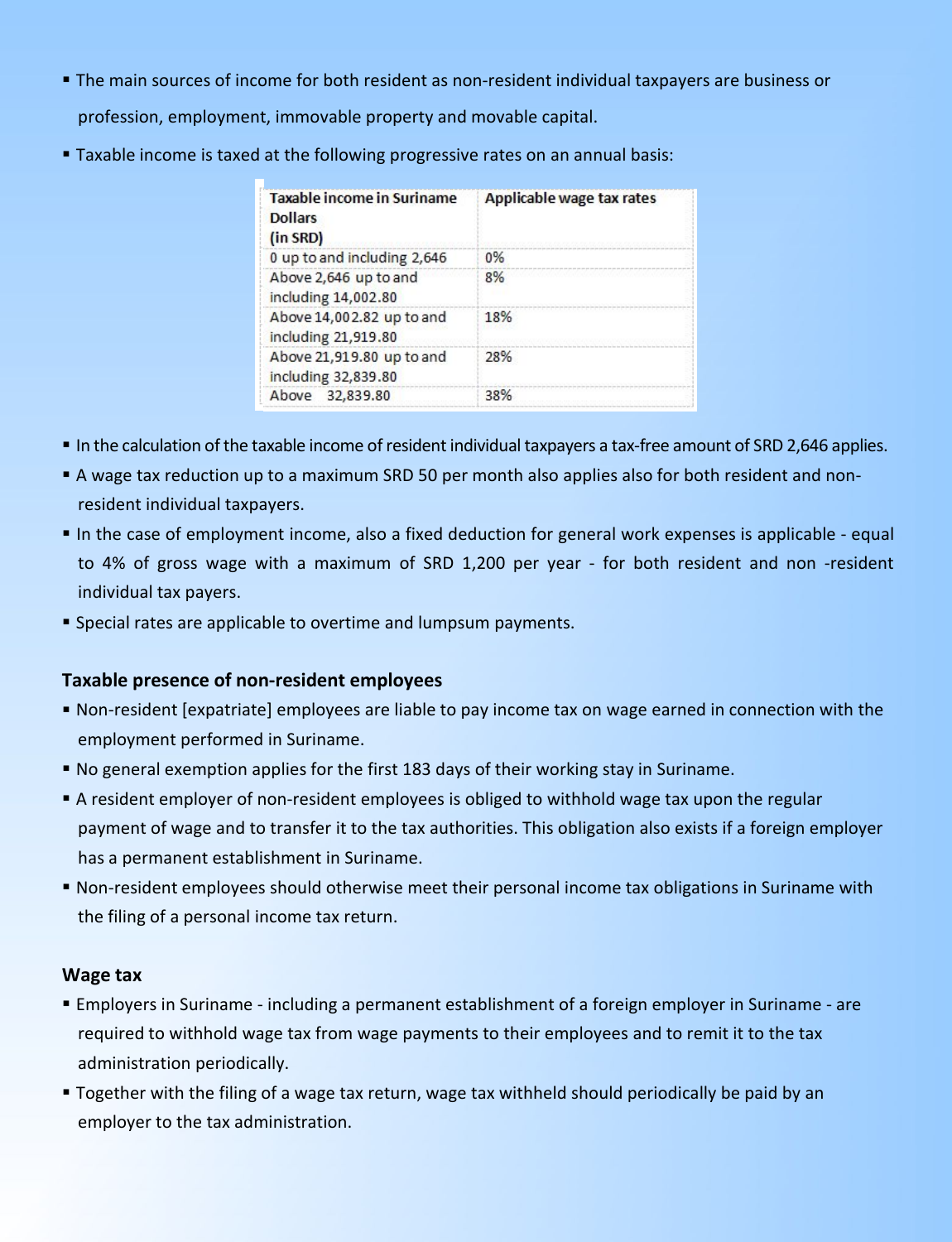- The main sources of income for both resident as non-resident individual taxpayers are business or profession, employment, immovable property and movable capital.
- Taxable income is taxed at the following progressive rates on an annual basis:

| Taxable income in Suriname Dollars (in SRD) | Applicable wage tax rates |
|---|---|
| 0 up to and including 2,646 | 0% |
| Above 2,646 up to and including 14,002.80 | 8% |
| Above 14,002.82 up to and including 21,919.80 | 18% |
| Above 21,919.80 up to and including 32,839.80 | 28% |
| Above 32,839.80 | 38% |

- In the calculation of the taxable income of resident individual taxpayers a tax-free amount of SRD 2,646 applies.
- A wage tax reduction up to a maximum SRD 50 per month also applies also for both resident and non-resident individual taxpayers.
- In the case of employment income, also a fixed deduction for general work expenses is applicable - equal to 4% of gross wage with a maximum of SRD 1,200 per year - for both resident and non -resident individual tax payers.
- Special rates are applicable to overtime and lumpsum payments.

**Taxable presence of non-resident employees**

- Non-resident [expatriate] employees are liable to pay income tax on wage earned in connection with the employment performed in Suriname.
- No general exemption applies for the first 183 days of their working stay in Suriname.
- A resident employer of non-resident employees is obliged to withhold wage tax upon the regular payment of wage and to transfer it to the tax authorities. This obligation also exists if a foreign employer has a permanent establishment in Suriname.
- Non-resident employees should otherwise meet their personal income tax obligations in Suriname with the filing of a personal income tax return.

**Wage tax**

- Employers in Suriname - including a permanent establishment of a foreign employer in Suriname - are required to withhold wage tax from wage payments to their employees and to remit it to the tax administration periodically.
- Together with the filing of a wage tax return, wage tax withheld should periodically be paid by an employer to the tax administration.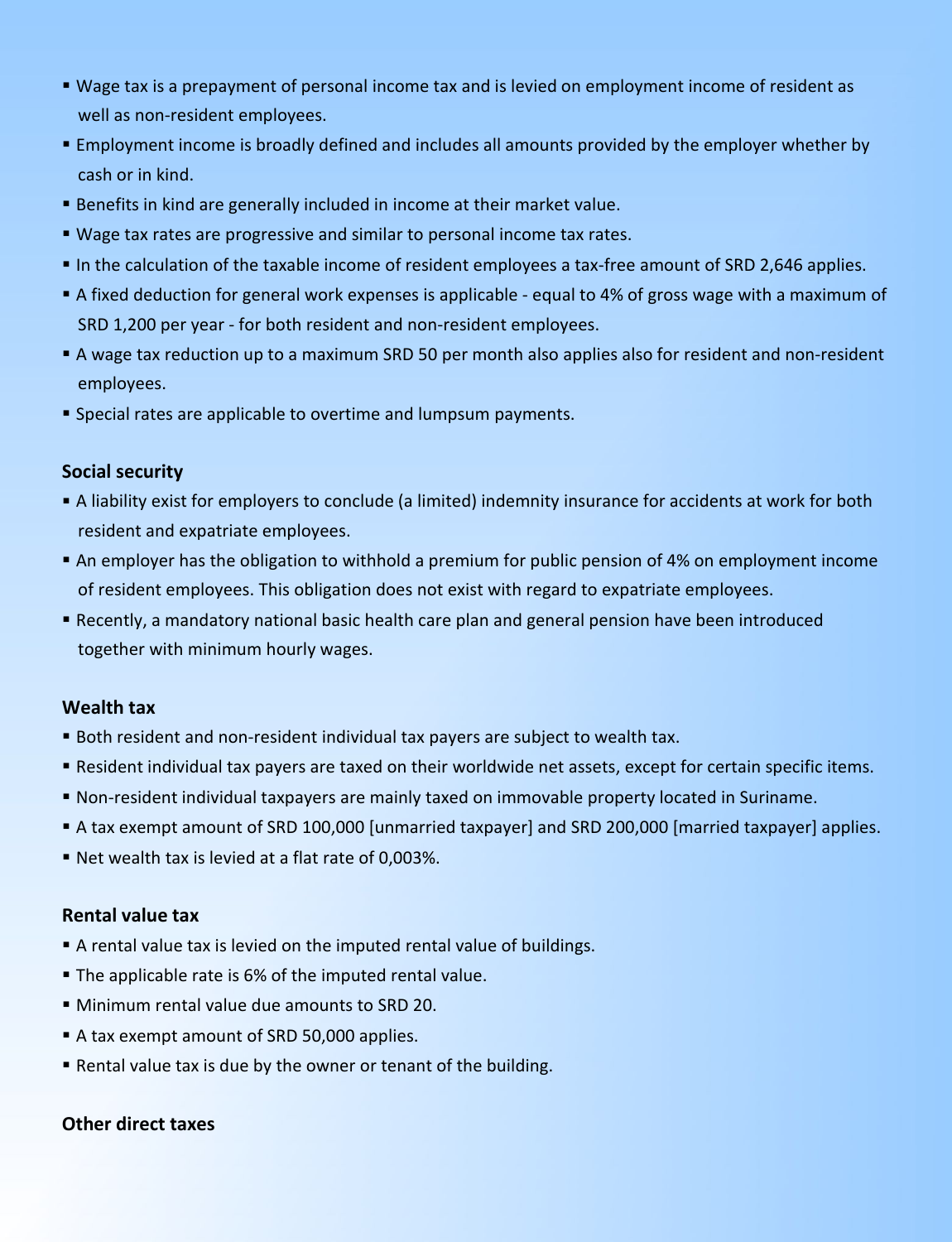- Wage tax is a prepayment of personal income tax and is levied on employment income of resident as well as non-resident employees.
- Employment income is broadly defined and includes all amounts provided by the employer whether by cash or in kind.
- Benefits in kind are generally included in income at their market value.
- Wage tax rates are progressive and similar to personal income tax rates.
- In the calculation of the taxable income of resident employees a tax-free amount of SRD 2,646 applies.
- A fixed deduction for general work expenses is applicable - equal to 4% of gross wage with a maximum of SRD 1,200 per year - for both resident and non-resident employees.
- A wage tax reduction up to a maximum SRD 50 per month also applies also for resident and non-resident employees.
- Special rates are applicable to overtime and lumpsum payments.

**Social security**

- A liability exist for employers to conclude (a limited) indemnity insurance for accidents at work for both resident and expatriate employees.
- An employer has the obligation to withhold a premium for public pension of 4% on employment income of resident employees. This obligation does not exist with regard to expatriate employees.
- Recently, a mandatory national basic health care plan and general pension have been introduced together with minimum hourly wages.

**Wealth tax**

- Both resident and non-resident individual tax payers are subject to wealth tax.
- Resident individual tax payers are taxed on their worldwide net assets, except for certain specific items.
- Non-resident individual taxpayers are mainly taxed on immovable property located in Suriname.
- A tax exempt amount of SRD 100,000 [unmarried taxpayer] and SRD 200,000 [married taxpayer] applies.
- Net wealth tax is levied at a flat rate of 0,003%.

**Rental value tax**

- A rental value tax is levied on the imputed rental value of buildings.
- The applicable rate is 6% of the imputed rental value.
- Minimum rental value due amounts to SRD 20.
- A tax exempt amount of SRD 50,000 applies.
- Rental value tax is due by the owner or tenant of the building.

**Other direct taxes**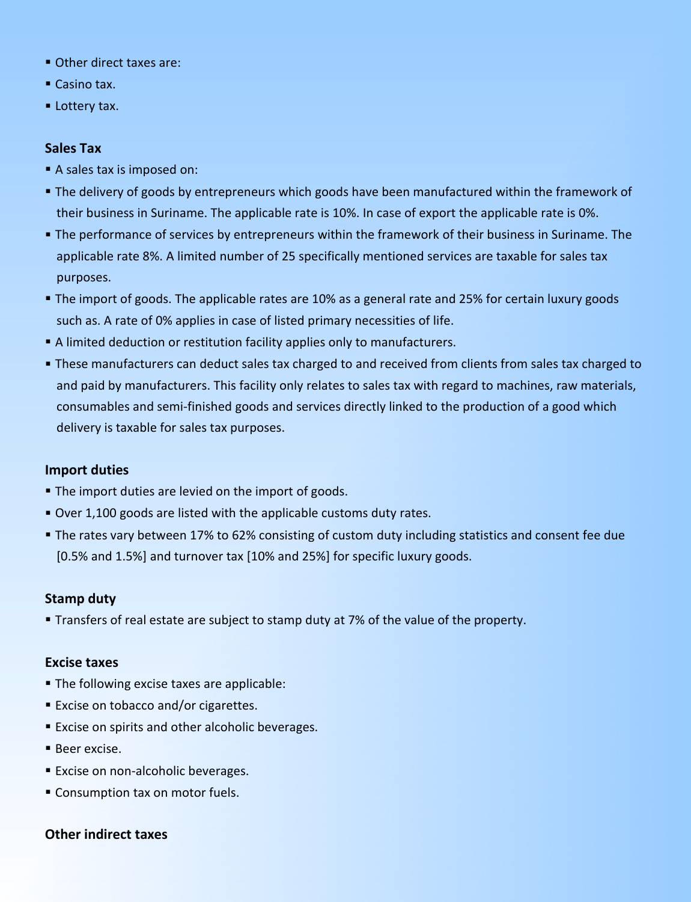- Other direct taxes are:
- Casino tax.
- Lottery tax.

**Sales Tax**

- A sales tax is imposed on:
- The delivery of goods by entrepreneurs which goods have been manufactured within the framework of their business in Suriname. The applicable rate is 10%. In case of export the applicable rate is 0%.
- The performance of services by entrepreneurs within the framework of their business in Suriname. The applicable rate 8%. A limited number of 25 specifically mentioned services are taxable for sales tax purposes.
- The import of goods. The applicable rates are 10% as a general rate and 25% for certain luxury goods such as. A rate of 0% applies in case of listed primary necessities of life.
- A limited deduction or restitution facility applies only to manufacturers.
- These manufacturers can deduct sales tax charged to and received from clients from sales tax charged to and paid by manufacturers. This facility only relates to sales tax with regard to machines, raw materials, consumables and semi-finished goods and services directly linked to the production of a good which delivery is taxable for sales tax purposes.

**Import duties**

- The import duties are levied on the import of goods.
- Over 1,100 goods are listed with the applicable customs duty rates.
- The rates vary between 17% to 62% consisting of custom duty including statistics and consent fee due [0.5% and 1.5%] and turnover tax [10% and 25%] for specific luxury goods.

**Stamp duty**

- Transfers of real estate are subject to stamp duty at 7% of the value of the property.

**Excise taxes**

- The following excise taxes are applicable:
- Excise on tobacco and/or cigarettes.
- Excise on spirits and other alcoholic beverages.
- Beer excise.
- Excise on non-alcoholic beverages.
- Consumption tax on motor fuels.

**Other indirect taxes**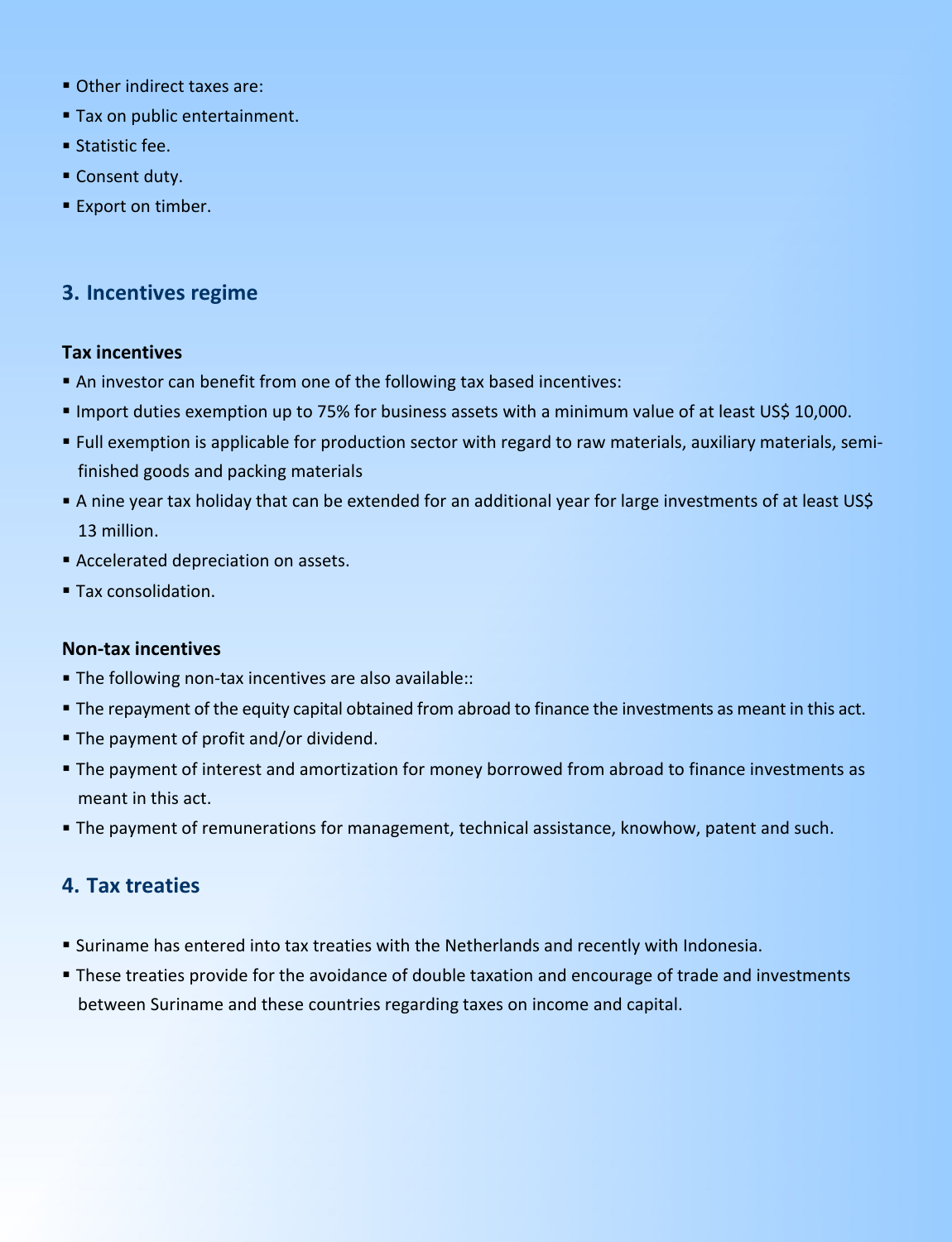- Other indirect taxes are:
- Tax on public entertainment.
- Statistic fee.
- Consent duty.
- Export on timber.

## 3. Incentives regime

**Tax incentives**

- An investor can benefit from one of the following tax based incentives:
- Import duties exemption up to 75% for business assets with a minimum value of at least US$ 10,000.
- Full exemption is applicable for production sector with regard to raw materials, auxiliary materials, semi-finished goods and packing materials
- A nine year tax holiday that can be extended for an additional year for large investments of at least US$ 13 million.
- Accelerated depreciation on assets.
- Tax consolidation.

**Non-tax incentives**

- The following non-tax incentives are also available::
- The repayment of the equity capital obtained from abroad to finance the investments as meant in this act.
- The payment of profit and/or dividend.
- The payment of interest and amortization for money borrowed from abroad to finance investments as meant in this act.
- The payment of remunerations for management, technical assistance, knowhow, patent and such.

## 4. Tax treaties

- Suriname has entered into tax treaties with the Netherlands and recently with Indonesia.
- These treaties provide for the avoidance of double taxation and encourage of trade and investments between Suriname and these countries regarding taxes on income and capital.